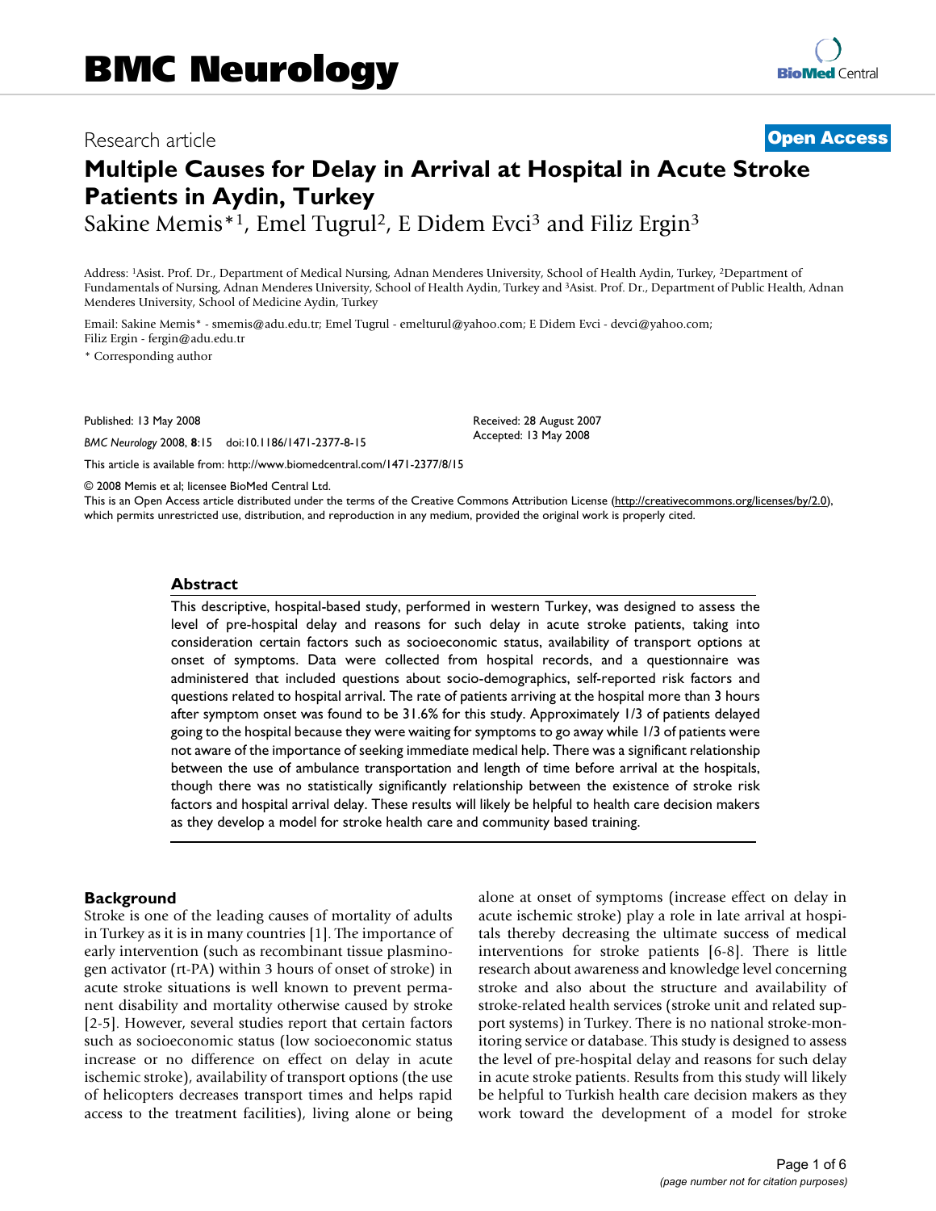# BMC Neurology

Research article

**Open Access**

# Multiple Causes for Delay in Arrival at Hospital in Acute Stroke Patients in Aydin, Turkey

Sakine Memis*[1], Emel Tugrul[2], E Didem Evci[3] and Filiz Ergin[3]

Address: [1]Asist. Prof. Dr., Department of Medical Nursing, Adnan Menderes University, School of Health Aydin, Turkey, [2]Department of Fundamentals of Nursing, Adnan Menderes University, School of Health Aydin, Turkey and [3]Asist. Prof. Dr., Department of Public Health, Adnan Menderes University, School of Medicine Aydin, Turkey

Email: Sakine Memis* - smemis@adu.edu.tr; Emel Tugrul - emelturul@yahoo.com; E Didem Evci - devci@yahoo.com; Filiz Ergin - fergin@adu.edu.tr

* Corresponding author

Published: 13 May 2008

*BMC Neurology* 2008, **8**:15 doi:10.1186/1471-2377-8-15

Received: 28 August 2007
Accepted: 13 May 2008

This article is available from: http://www.biomedcentral.com/1471-2377/8/15

© 2008 Memis et al; licensee BioMed Central Ltd.
This is an Open Access article distributed under the terms of the Creative Commons Attribution License (http://creativecommons.org/licenses/by/2.0), which permits unrestricted use, distribution, and reproduction in any medium, provided the original work is properly cited.

## Abstract

This descriptive, hospital-based study, performed in western Turkey, was designed to assess the level of pre-hospital delay and reasons for such delay in acute stroke patients, taking into consideration certain factors such as socioeconomic status, availability of transport options at onset of symptoms. Data were collected from hospital records, and a questionnaire was administered that included questions about socio-demographics, self-reported risk factors and questions related to hospital arrival. The rate of patients arriving at the hospital more than 3 hours after symptom onset was found to be 31.6% for this study. Approximately 1/3 of patients delayed going to the hospital because they were waiting for symptoms to go away while 1/3 of patients were not aware of the importance of seeking immediate medical help. There was a significant relationship between the use of ambulance transportation and length of time before arrival at the hospitals, though there was no statistically significantly relationship between the existence of stroke risk factors and hospital arrival delay. These results will likely be helpful to health care decision makers as they develop a model for stroke health care and community based training.

## Background

Stroke is one of the leading causes of mortality of adults in Turkey as it is in many countries [1]. The importance of early intervention (such as recombinant tissue plasminogen activator (rt-PA) within 3 hours of onset of stroke) in acute stroke situations is well known to prevent permanent disability and mortality otherwise caused by stroke [2-5]. However, several studies report that certain factors such as socioeconomic status (low socioeconomic status increase or no difference on effect on delay in acute ischemic stroke), availability of transport options (the use of helicopters decreases transport times and helps rapid access to the treatment facilities), living alone or being alone at onset of symptoms (increase effect on delay in acute ischemic stroke) play a role in late arrival at hospitals thereby decreasing the ultimate success of medical interventions for stroke patients [6-8]. There is little research about awareness and knowledge level concerning stroke and also about the structure and availability of stroke-related health services (stroke unit and related support systems) in Turkey. There is no national stroke-monitoring service or database. This study is designed to assess the level of pre-hospital delay and reasons for such delay in acute stroke patients. Results from this study will likely be helpful to Turkish health care decision makers as they work toward the development of a model for stroke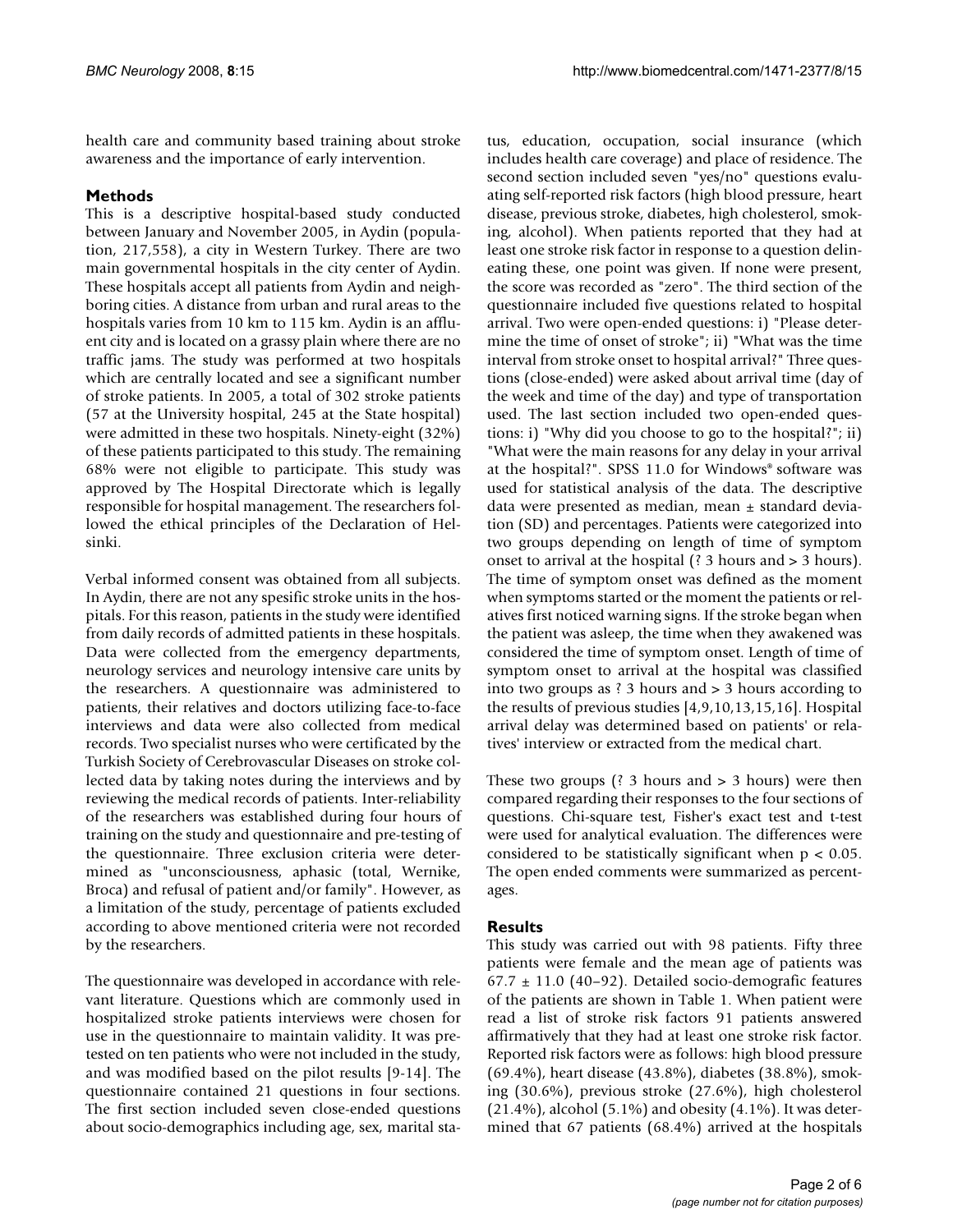health care and community based training about stroke awareness and the importance of early intervention.

## Methods

This is a descriptive hospital-based study conducted between January and November 2005, in Aydin (population, 217,558), a city in Western Turkey. There are two main governmental hospitals in the city center of Aydin. These hospitals accept all patients from Aydin and neighboring cities. A distance from urban and rural areas to the hospitals varies from 10 km to 115 km. Aydin is an affluent city and is located on a grassy plain where there are no traffic jams. The study was performed at two hospitals which are centrally located and see a significant number of stroke patients. In 2005, a total of 302 stroke patients (57 at the University hospital, 245 at the State hospital) were admitted in these two hospitals. Ninety-eight (32%) of these patients participated to this study. The remaining 68% were not eligible to participate. This study was approved by The Hospital Directorate which is legally responsible for hospital management. The researchers followed the ethical principles of the Declaration of Helsinki.

Verbal informed consent was obtained from all subjects. In Aydin, there are not any spesific stroke units in the hospitals. For this reason, patients in the study were identified from daily records of admitted patients in these hospitals. Data were collected from the emergency departments, neurology services and neurology intensive care units by the researchers. A questionnaire was administered to patients, their relatives and doctors utilizing face-to-face interviews and data were also collected from medical records. Two specialist nurses who were certificated by the Turkish Society of Cerebrovascular Diseases on stroke collected data by taking notes during the interviews and by reviewing the medical records of patients. Inter-reliability of the researchers was established during four hours of training on the study and questionnaire and pre-testing of the questionnaire. Three exclusion criteria were determined as "unconsciousness, aphasic (total, Wernike, Broca) and refusal of patient and/or family". However, as a limitation of the study, percentage of patients excluded according to above mentioned criteria were not recorded by the researchers.

The questionnaire was developed in accordance with relevant literature. Questions which are commonly used in hospitalized stroke patients interviews were chosen for use in the questionnaire to maintain validity. It was pretested on ten patients who were not included in the study, and was modified based on the pilot results [9-14]. The questionnaire contained 21 questions in four sections. The first section included seven close-ended questions about socio-demographics including age, sex, marital status, education, occupation, social insurance (which includes health care coverage) and place of residence. The second section included seven "yes/no" questions evaluating self-reported risk factors (high blood pressure, heart disease, previous stroke, diabetes, high cholesterol, smoking, alcohol). When patients reported that they had at least one stroke risk factor in response to a question delineating these, one point was given. If none were present, the score was recorded as "zero". The third section of the questionnaire included five questions related to hospital arrival. Two were open-ended questions: i) "Please determine the time of onset of stroke"; ii) "What was the time interval from stroke onset to hospital arrival?" Three questions (close-ended) were asked about arrival time (day of the week and time of the day) and type of transportation used. The last section included two open-ended questions: i) "Why did you choose to go to the hospital?"; ii) "What were the main reasons for any delay in your arrival at the hospital?". SPSS 11.0 for Windows® software was used for statistical analysis of the data. The descriptive data were presented as median, mean ± standard deviation (SD) and percentages. Patients were categorized into two groups depending on length of time of symptom onset to arrival at the hospital (? 3 hours and > 3 hours). The time of symptom onset was defined as the moment when symptoms started or the moment the patients or relatives first noticed warning signs. If the stroke began when the patient was asleep, the time when they awakened was considered the time of symptom onset. Length of time of symptom onset to arrival at the hospital was classified into two groups as ? 3 hours and > 3 hours according to the results of previous studies [4,9,10,13,15,16]. Hospital arrival delay was determined based on patients' or relatives' interview or extracted from the medical chart.

These two groups (? 3 hours and > 3 hours) were then compared regarding their responses to the four sections of questions. Chi-square test, Fisher's exact test and t-test were used for analytical evaluation. The differences were considered to be statistically significant when $p < 0.05$. The open ended comments were summarized as percentages.

## Results

This study was carried out with 98 patients. Fifty three patients were female and the mean age of patients was 67.7 ± 11.0 (40–92). Detailed socio-demografic features of the patients are shown in Table 1. When patient were read a list of stroke risk factors 91 patients answered affirmatively that they had at least one stroke risk factor. Reported risk factors were as follows: high blood pressure (69.4%), heart disease (43.8%), diabetes (38.8%), smoking (30.6%), previous stroke (27.6%), high cholesterol (21.4%), alcohol (5.1%) and obesity (4.1%). It was determined that 67 patients (68.4%) arrived at the hospitals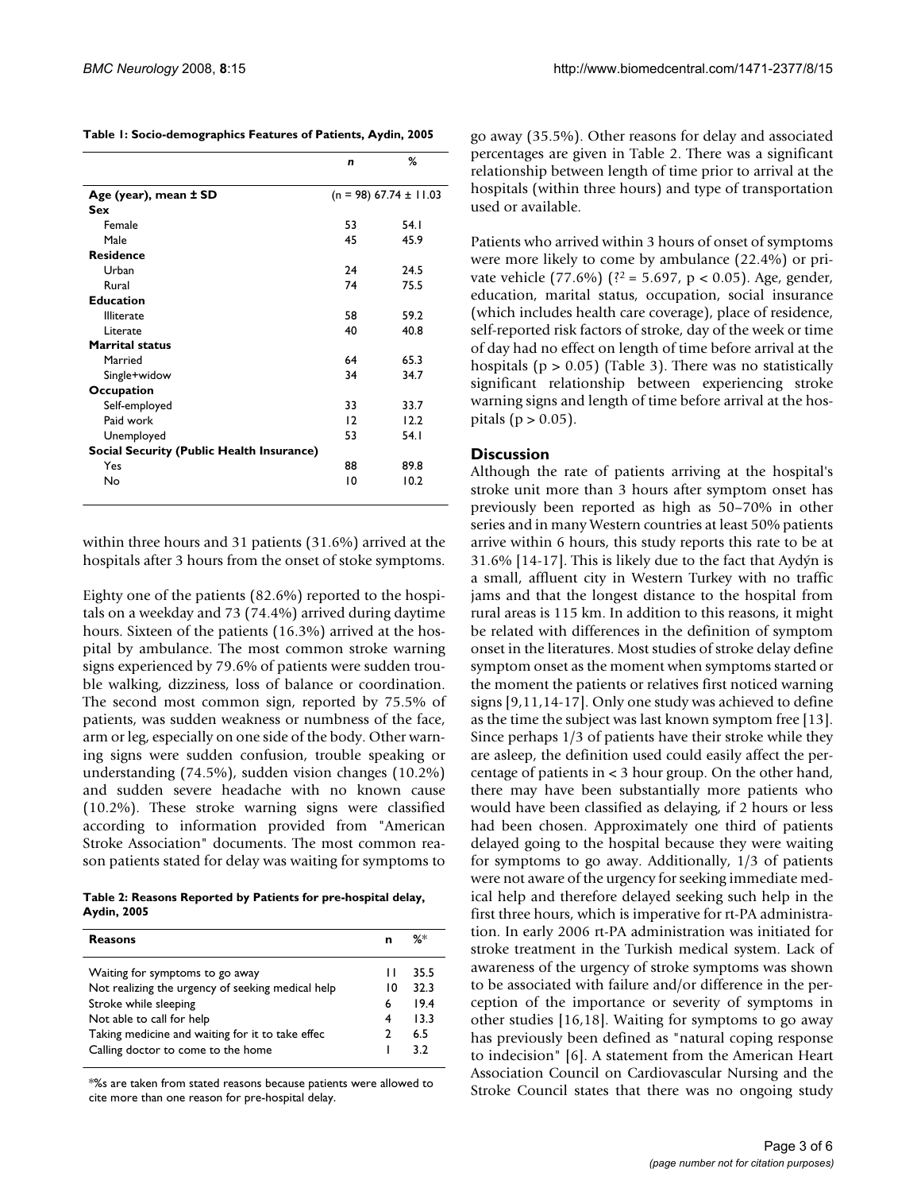**Table 1: Socio-demographics Features of Patients, Aydin, 2005**

| | n | % |
|---|---|---|
| **Age (year), mean ± SD** | (n = 98) 67.74 ± 11.03 | |
| **Sex** | | |
| Female | 53 | 54.1 |
| Male | 45 | 45.9 |
| **Residence** | | |
| Urban | 24 | 24.5 |
| Rural | 74 | 75.5 |
| **Education** | | |
| Illiterate | 58 | 59.2 |
| Literate | 40 | 40.8 |
| **Marrital status** | | |
| Married | 64 | 65.3 |
| Single+widow | 34 | 34.7 |
| **Occupation** | | |
| Self-employed | 33 | 33.7 |
| Paid work | 12 | 12.2 |
| Unemployed | 53 | 54.1 |
| **Social Security (Public Health Insurance)** | | |
| Yes | 88 | 89.8 |
| No | 10 | 10.2 |

within three hours and 31 patients (31.6%) arrived at the hospitals after 3 hours from the onset of stoke symptoms.

Eighty one of the patients (82.6%) reported to the hospitals on a weekday and 73 (74.4%) arrived during daytime hours. Sixteen of the patients (16.3%) arrived at the hospital by ambulance. The most common stroke warning signs experienced by 79.6% of patients were sudden trouble walking, dizziness, loss of balance or coordination. The second most common sign, reported by 75.5% of patients, was sudden weakness or numbness of the face, arm or leg, especially on one side of the body. Other warning signs were sudden confusion, trouble speaking or understanding (74.5%), sudden vision changes (10.2%) and sudden severe headache with no known cause (10.2%). These stroke warning signs were classified according to information provided from "American Stroke Association" documents. The most common reason patients stated for delay was waiting for symptoms to go away (35.5%). Other reasons for delay and associated percentages are given in Table 2. There was a significant relationship between length of time prior to arrival at the hospitals (within three hours) and type of transportation used or available.

**Table 2: Reasons Reported by Patients for pre-hospital delay, Aydin, 2005**

| Reasons | n | %* |
|---|---|---|
| Waiting for symptoms to go away | 11 | 35.5 |
| Not realizing the urgency of seeking medical help | 10 | 32.3 |
| Stroke while sleeping | 6 | 19.4 |
| Not able to call for help | 4 | 13.3 |
| Taking medicine and waiting for it to take effec | 2 | 6.5 |
| Calling doctor to come to the home | 1 | 3.2 |

*%s are taken from stated reasons because patients were allowed to cite more than one reason for pre-hospital delay.

Patients who arrived within 3 hours of onset of symptoms were more likely to come by ambulance (22.4%) or private vehicle (77.6%) ($?^2 = 5.697$, $p < 0.05$). Age, gender, education, marital status, occupation, social insurance (which includes health care coverage), place of residence, self-reported risk factors of stroke, day of the week or time of day had no effect on length of time before arrival at the hospitals ($p > 0.05$) (Table 3). There was no statistically significant relationship between experiencing stroke warning signs and length of time before arrival at the hospitals ($p > 0.05$).

## Discussion

Although the rate of patients arriving at the hospital's stroke unit more than 3 hours after symptom onset has previously been reported as high as 50–70% in other series and in many Western countries at least 50% patients arrive within 6 hours, this study reports this rate to be at 31.6% [14-17]. This is likely due to the fact that Aydýn is a small, affluent city in Western Turkey with no traffic jams and that the longest distance to the hospital from rural areas is 115 km. In addition to this reasons, it might be related with differences in the definition of symptom onset in the literatures. Most studies of stroke delay define symptom onset as the moment when symptoms started or the moment the patients or relatives first noticed warning signs [9,11,14-17]. Only one study was achieved to define as the time the subject was last known symptom free [13]. Since perhaps 1/3 of patients have their stroke while they are asleep, the definition used could easily affect the percentage of patients in < 3 hour group. On the other hand, there may have been substantially more patients who would have been classified as delaying, if 2 hours or less had been chosen. Approximately one third of patients delayed going to the hospital because they were waiting for symptoms to go away. Additionally, 1/3 of patients were not aware of the urgency for seeking immediate medical help and therefore delayed seeking such help in the first three hours, which is imperative for rt-PA administration. In early 2006 rt-PA administration was initiated for stroke treatment in the Turkish medical system. Lack of awareness of the urgency of stroke symptoms was shown to be associated with failure and/or difference in the perception of the importance or severity of symptoms in other studies [16,18]. Waiting for symptoms to go away has previously been defined as "natural coping response to indecision" [6]. A statement from the American Heart Association Council on Cardiovascular Nursing and the Stroke Council states that there was no ongoing study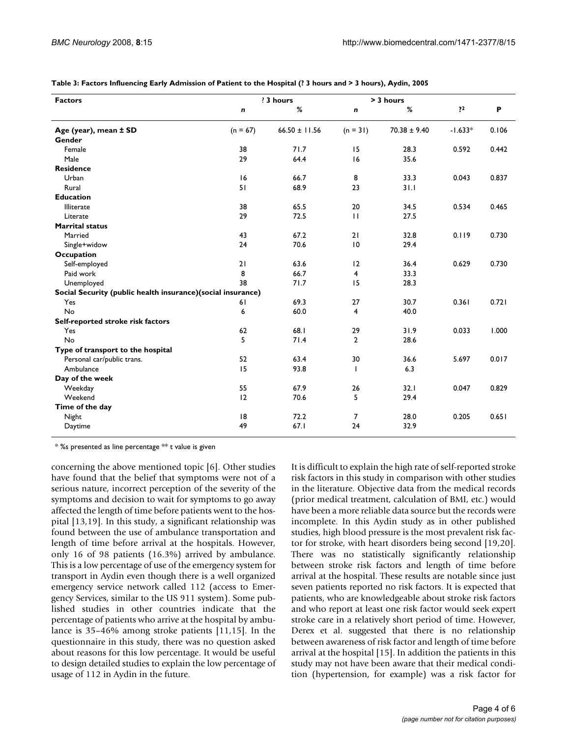**Table 3: Factors Influencing Early Admission of Patient to the Hospital (? 3 hours and > 3 hours), Aydin, 2005**

| Factors | ? 3 hours | | > 3 hours | | ?² | P |
|---|---|---|---|---|---|---|
| | *n* | % | *n* | % | | |
| **Age (year), mean ± SD** | (n = 67) | 66.50 ± 11.56 | (n = 31) | 70.38 ± 9.40 | -1.633* | 0.106 |
| **Gender** | | | | | | |
| Female | 38 | 71.7 | 15 | 28.3 | 0.592 | 0.442 |
| Male | 29 | 64.4 | 16 | 35.6 | | |
| **Residence** | | | | | | |
| Urban | 16 | 66.7 | 8 | 33.3 | 0.043 | 0.837 |
| Rural | 51 | 68.9 | 23 | 31.1 | | |
| **Education** | | | | | | |
| Illiterate | 38 | 65.5 | 20 | 34.5 | 0.534 | 0.465 |
| Literate | 29 | 72.5 | 11 | 27.5 | | |
| **Marrital status** | | | | | | |
| Married | 43 | 67.2 | 21 | 32.8 | 0.119 | 0.730 |
| Single+widow | 24 | 70.6 | 10 | 29.4 | | |
| **Occupation** | | | | | | |
| Self-employed | 21 | 63.6 | 12 | 36.4 | 0.629 | 0.730 |
| Paid work | 8 | 66.7 | 4 | 33.3 | | |
| Unemployed | 38 | 71.7 | 15 | 28.3 | | |
| **Social Security (public health insurance)(social insurance)** | | | | | | |
| Yes | 61 | 69.3 | 27 | 30.7 | 0.361 | 0.721 |
| No | 6 | 60.0 | 4 | 40.0 | | |
| **Self-reported stroke risk factors** | | | | | | |
| Yes | 62 | 68.1 | 29 | 31.9 | 0.033 | 1.000 |
| No | 5 | 71.4 | 2 | 28.6 | | |
| **Type of transport to the hospital** | | | | | | |
| Personal car/public trans. | 52 | 63.4 | 30 | 36.6 | 5.697 | 0.017 |
| Ambulance | 15 | 93.8 | 1 | 6.3 | | |
| **Day of the week** | | | | | | |
| Weekday | 55 | 67.9 | 26 | 32.1 | 0.047 | 0.829 |
| Weekend | 12 | 70.6 | 5 | 29.4 | | |
| **Time of the day** | | | | | | |
| Night | 18 | 72.2 | 7 | 28.0 | 0.205 | 0.651 |
| Daytime | 49 | 67.1 | 24 | 32.9 | | |

* %s presented as line percentage ** t value is given

concerning the above mentioned topic [6]. Other studies have found that the belief that symptoms were not of a serious nature, incorrect perception of the severity of the symptoms and decision to wait for symptoms to go away affected the length of time before patients went to the hospital [13,19]. In this study, a significant relationship was found between the use of ambulance transportation and length of time before arrival at the hospitals. However, only 16 of 98 patients (16.3%) arrived by ambulance. This is a low percentage of use of the emergency system for transport in Aydin even though there is a well organized emergency service network called 112 (access to Emergency Services, similar to the US 911 system). Some published studies in other countries indicate that the percentage of patients who arrive at the hospital by ambulance is 35–46% among stroke patients [11,15]. In the questionnaire in this study, there was no question asked about reasons for this low percentage. It would be useful to design detailed studies to explain the low percentage of usage of 112 in Aydin in the future.

It is difficult to explain the high rate of self-reported stroke risk factors in this study in comparison with other studies in the literature. Objective data from the medical records (prior medical treatment, calculation of BMI, etc.) would have been a more reliable data source but the records were incomplete. In this Aydin study as in other published studies, high blood pressure is the most prevalent risk factor for stroke, with heart disorders being second [19,20]. There was no statistically significantly relationship between stroke risk factors and length of time before arrival at the hospital. These results are notable since just seven patients reported no risk factors. It is expected that patients, who are knowledgeable about stroke risk factors and who report at least one risk factor would seek expert stroke care in a relatively short period of time. However, Derex et al. suggested that there is no relationship between awareness of risk factor and length of time before arrival at the hospital [15]. In addition the patients in this study may not have been aware that their medical condition (hypertension, for example) was a risk factor for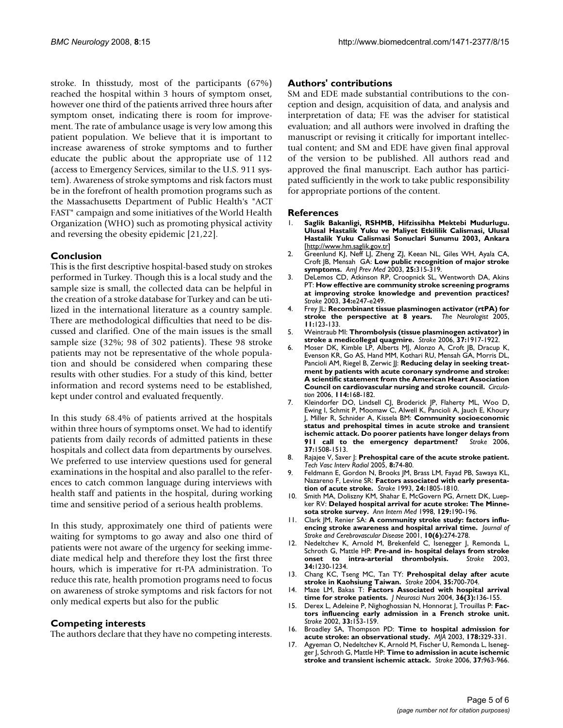stroke. In thisstudy, most of the participants (67%) reached the hospital within 3 hours of symptom onset, however one third of the patients arrived three hours after symptom onset, indicating there is room for improvement. The rate of ambulance usage is very low among this patient population. We believe that it is important to increase awareness of stroke symptoms and to further educate the public about the appropriate use of 112 (access to Emergency Services, similar to the U.S. 911 system). Awareness of stroke symptoms and risk factors must be in the forefront of health promotion programs such as the Massachusetts Department of Public Health's "ACT FAST" campaign and some initiatives of the World Health Organization (WHO) such as promoting physical activity and reversing the obesity epidemic [21,22].

## Conclusion

This is the first descriptive hospital-based study on strokes performed in Turkey. Though this is a local study and the sample size is small, the collected data can be helpful in the creation of a stroke database for Turkey and can be utilized in the international literature as a country sample. There are methodological difficulties that need to be discussed and clarified. One of the main issues is the small sample size (32%; 98 of 302 patients). These 98 stroke patients may not be representative of the whole population and should be considered when comparing these results with other studies. For a study of this kind, better information and record systems need to be established, kept under control and evaluated frequently.

In this study 68.4% of patients arrived at the hospitals within three hours of symptoms onset. We had to identify patients from daily records of admitted patients in these hospitals and collect data from departments by ourselves. We preferred to use interview questions used for general examinations in the hospital and also parallel to the references to catch common language during interviews with health staff and patients in the hospital, during working time and sensitive period of a serious health problems.

In this study, approximately one third of patients were waiting for symptoms to go away and also one third of patients were not aware of the urgency for seeking immediate medical help and therefore they lost the first three hours, which is imperative for rt-PA administration. To reduce this rate, health promotion programs need to focus on awareness of stroke symptoms and risk factors for not only medical experts but also for the public

## Competing interests

The authors declare that they have no competing interests.

## Authors' contributions

SM and EDE made substantial contributions to the conception and design, acquisition of data, and analysis and interpretation of data; FE was the adviser for statistical evaluation; and all authors were involved in drafting the manuscript or revising it critically for important intellectual content; and SM and EDE have given final approval of the version to be published. All authors read and approved the final manuscript. Each author has participated sufficiently in the work to take public responsibility for appropriate portions of the content.

## References

1. **Saglik Bakanligi, RSHMB, Hifzissihha Mektebi Mudurlugu. Ulusal Hastalik Yuku ve Maliyet Etkililik Calismasi, Ulusal Hastalik Yuku Calismasi Sonuclari Sunumu 2003, Ankara** [http://www.hm.saglik.gov.tr]
2. Greenlund KJ, Neff LJ, Zheng ZJ, Keean NL, Giles WH, Ayala CA, Croft JB, Mensah GA: **Low public recognition of major stroke symptoms.** *AmJ Prev Med* 2003, **25:**315-319.
3. DeLemos CD, Atkinson RP, Croopnick SL, Wentworth DA, Akins PT: **How effective are community stroke screening programs at improving stroke knowledge and prevention practices?** *Stroke* 2003, **34:**e247-e249.
4. Frey JL: **Recombinant tissue plasminogen activator (rtPA) for stroke the perspective at 8 years.** *The Neurologist* 2005, **11:**123-133.
5. Weintraub MI: **Thrombolysis (tissue plasminogen activator) in stroke a medicollegal quagmire.** *Stroke* 2006, **37:**1917-1922.
6. Moser DK, Kimble LP, Alberts MJ, Alonzo A, Croft JB, Dracup K, Evenson KR, Go AS, Hand MM, Kothari RU, Mensah GA, Morris DL, Pancioli AM, Riegel B, Zerwic JJ: **Reducing delay in seeking treatment by patients with acute coronary syndrome and stroke: A scientific statement from the American Heart Association Council on cardiovascular nursing and stroke council.** *Circulation* 2006, **114:**168-182.
7. Kleindorfer DO, Lindsell CJ, Broderick JP, Flaherty ML, Woo D, Ewing I, Schmit P, Moomaw C, Alwell K, Pancioli A, Jauch E, Khoury J, Miller R, Schnider A, Kissela BM: **Community socioeconomic status and prehospital times in acute stroke and transient ischemic attack. Do poorer patients have longer delays from 911 call to the emergency department?** *Stroke* 2006, **37:**1508-1513.
8. Rajajee V, Saver J: **Prehospital care of the acute stroke patient.** *Tech Vasc Interv Radiol* 2005, **8:**74-80.
9. Feldmann E, Gordon N, Brooks JM, Brass LM, Fayad PB, Sawaya KL, Nazareno F, Levine SR: **Factors associated with early presentation of acute stroke.** *Stroke* 1993, **24:**1805-1810.
10. Smith MA, Doliszny KM, Shahar E, McGovern PG, Arnett DK, Luepker RV: **Delayed hospital arrival for acute stroke: The Minnesota stroke survey.** *Ann Intern Med* 1998, **129:**190-196.
11. Clark JM, Renier SA: **A community stroke study: factors influencing stroke awareness and hospital arrival time.** *Journal of Stroke and Cerebrovascular Disease* 2001, **10(6):**274-278.
12. Nedeltchev K, Arnold M, Brekenfeld C, Isenegger J, Remonda L, Schroth G, Mattle HP: **Pre-and in- hospital delays from stroke onset to intra-arterial thrombolysis.** *Stroke* 2003, **34:**1230-1234.
13. Chang KC, Tseng MC, Tan TY: **Prehospital delay after acute stroke in Kaohsiung Taiwan.** *Stroke* 2004, **35:**700-704.
14. Maze LM, Bakas T: **Factors Associated with hospital arrival time for stroke patients.** *J Neurosci Nurs* 2004, **36(3):**136-155.
15. Derex L, Adeleine P, Nighoghossian N, Honnorat J, Trouillas P: **Factors influencing early admission in a French stroke unit.** *Stroke* 2002, **33:**153-159.
16. Broadley SA, Thompson PD: **Time to hospital admission for acute stroke: an observational study.** *MJA* 2003, **178:**329-331.
17. Agyeman O, Nedeltchev K, Arnold M, Fischer U, Remonda L, Isenegger J, Schroth G, Mattle HP: **Time to admission in acute ischemic stroke and transient ischemic attack.** *Stroke* 2006, **37:**963-966.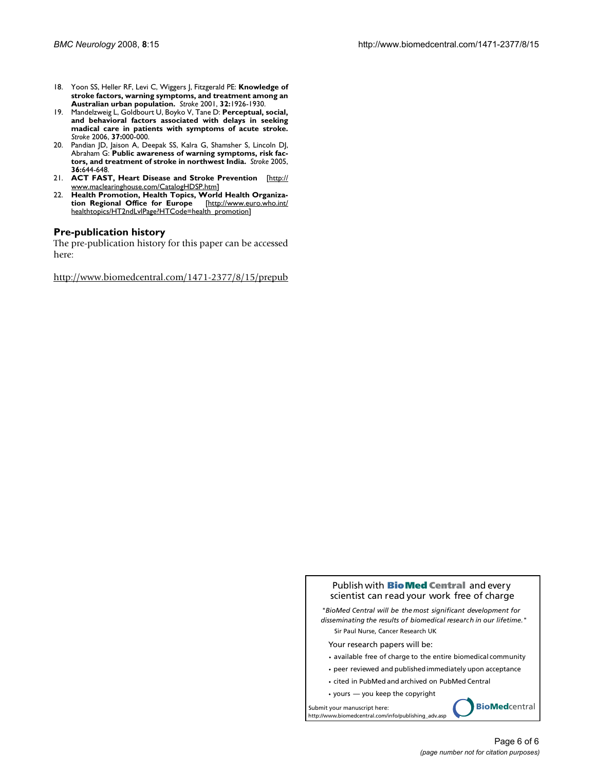18. Yoon SS, Heller RF, Levi C, Wiggers J, Fitzgerald PE: **Knowledge of stroke factors, warning symptoms, and treatment among an Australian urban population.** *Stroke* 2001, **32:**1926-1930.
19. Mandelzweig L, Goldbourt U, Boyko V, Tane D: **Perceptual, social, and behavioral factors associated with delays in seeking madical care in patients with symptoms of acute stroke.** *Stroke* 2006, **37:**000-000.
20. Pandian JD, Jaison A, Deepak SS, Kalra G, Shamsher S, Lincoln DJ, Abraham G: **Public awareness of warning symptoms, risk factors, and treatment of stroke in northwest India.** *Stroke* 2005, **36:**644-648.
21. **ACT FAST, Heart Disease and Stroke Prevention** [http://www.maclearinghouse.com/CatalogHDSP.htm]
22. **Health Promotion, Health Topics, World Health Organization Regional Office for Europe** [http://www.euro.who.int/healthtopics/HT2ndLvlPage?HTCode=health_promotion]

## Pre-publication history

The pre-publication history for this paper can be accessed here:

http://www.biomedcentral.com/1471-2377/8/15/prepub

Publish with **BioMed Central** and every scientist can read your work free of charge

*"BioMed Central will be the most significant development for disseminating the results of biomedical research in our lifetime."*

Sir Paul Nurse, Cancer Research UK

Your research papers will be:

- available free of charge to the entire biomedical community
- peer reviewed and published immediately upon acceptance
- cited in PubMed and archived on PubMed Central
- yours — you keep the copyright

Submit your manuscript here:
http://www.biomedcentral.com/info/publishing_adv.asp

**BioMed**central